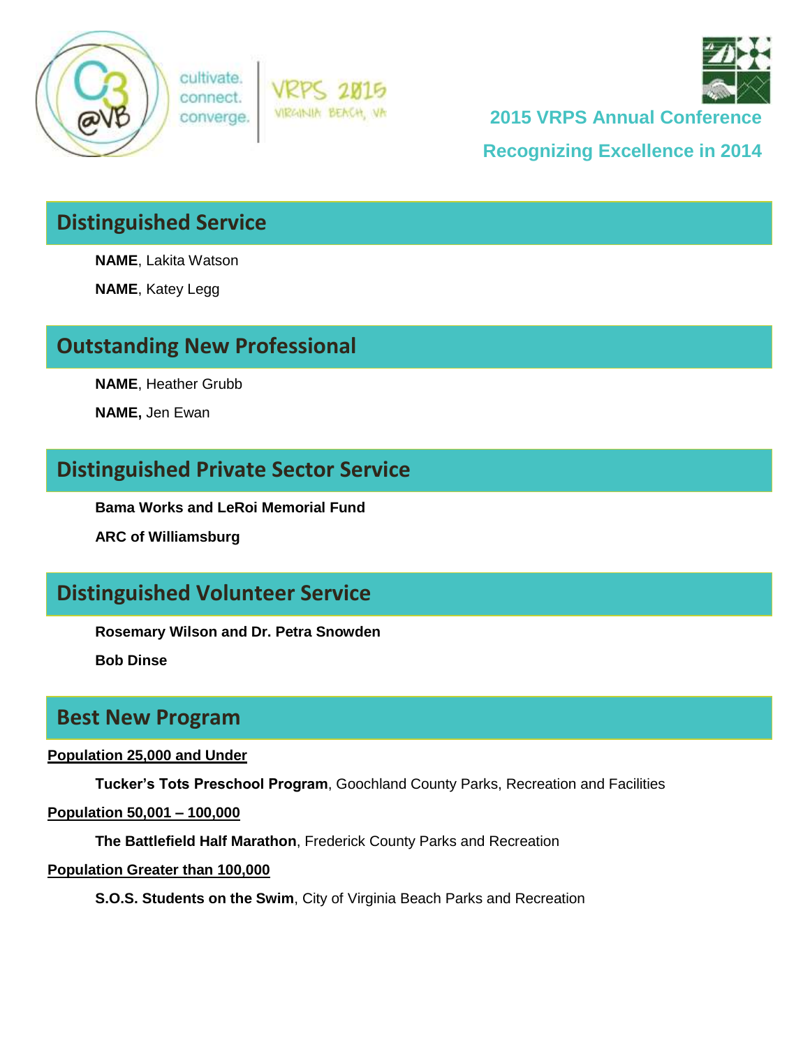cultivate. connect. converge.

VRPS 2015 VIRGINIA BEACH, VA

**2015 VRPS Annual Conference**

**Recognizing Excellence in 2014**

## Distinguished Service

**NAME**, Lakita Watson

**NAME**, Katey Legg

## Outstanding New Professional

**NAME**, Heather Grubb

**NAME,** Jen Ewan

## Distinguished Private Sector Service

**Bama Works and LeRoi Memorial Fund**

**ARC of Williamsburg**

## Distinguished Volunteer Service

**Rosemary Wilson and Dr. Petra Snowden**

**Bob Dinse**

## Best New Program

**Population 25,000 and Under**

**Tucker's Tots Preschool Program**, Goochland County Parks, Recreation and Facilities

**Population 50,001 – 100,000**

**The Battlefield Half Marathon**, Frederick County Parks and Recreation

**Population Greater than 100,000**

**S.O.S. Students on the Swim**, City of Virginia Beach Parks and Recreation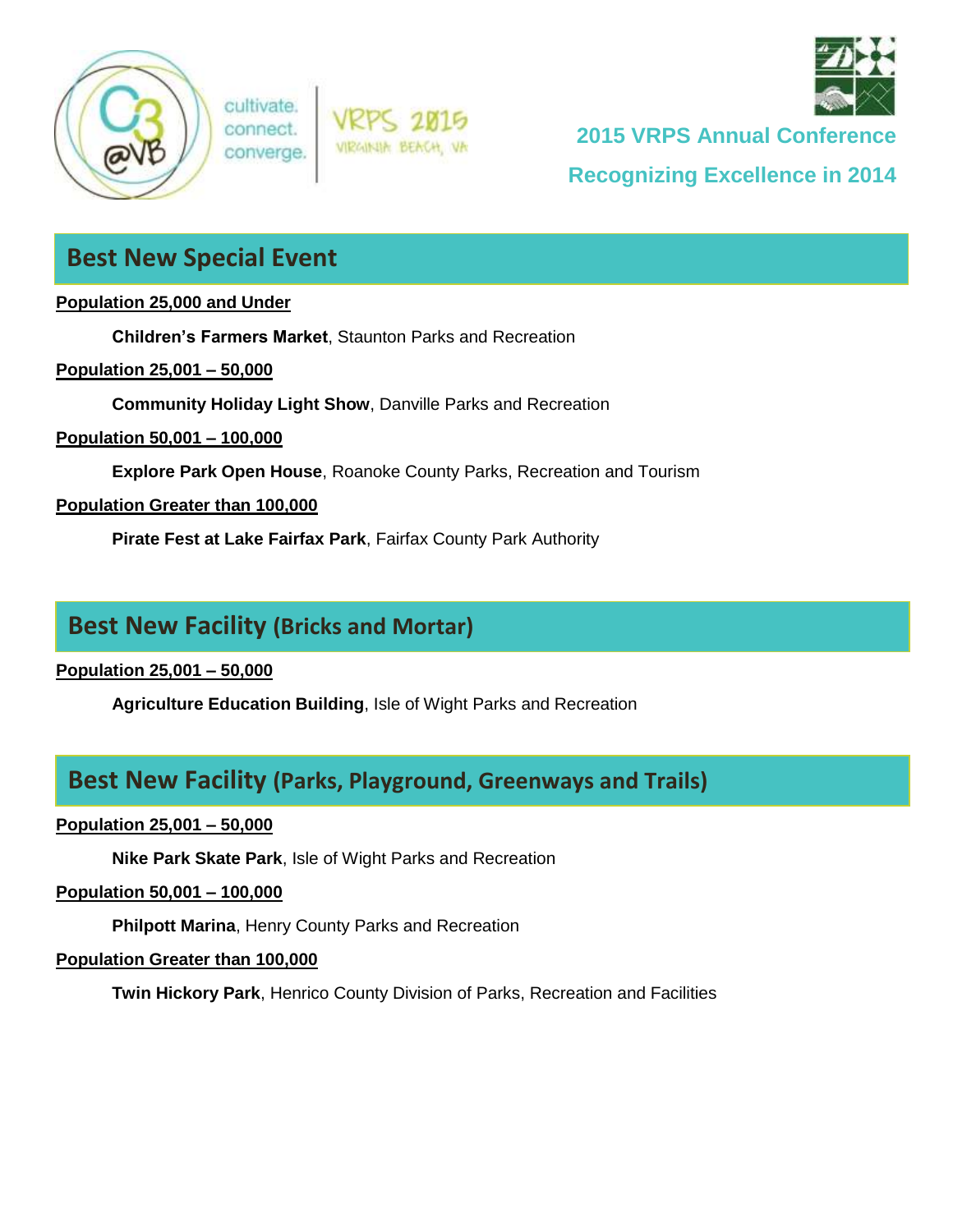cultivate.
connect.
converge.

VRPS 2015
VIRGINIA BEACH, VA

**2015 VRPS Annual Conference**

**Recognizing Excellence in 2014**

## Best New Special Event

**Population 25,000 and Under**

**Children's Farmers Market**, Staunton Parks and Recreation

**Population 25,001 – 50,000**

**Community Holiday Light Show**, Danville Parks and Recreation

**Population 50,001 – 100,000**

**Explore Park Open House**, Roanoke County Parks, Recreation and Tourism

**Population Greater than 100,000**

**Pirate Fest at Lake Fairfax Park**, Fairfax County Park Authority

## Best New Facility (Bricks and Mortar)

**Population 25,001 – 50,000**

**Agriculture Education Building**, Isle of Wight Parks and Recreation

## Best New Facility (Parks, Playground, Greenways and Trails)

**Population 25,001 – 50,000**

**Nike Park Skate Park**, Isle of Wight Parks and Recreation

**Population 50,001 – 100,000**

**Philpott Marina**, Henry County Parks and Recreation

**Population Greater than 100,000**

**Twin Hickory Park**, Henrico County Division of Parks, Recreation and Facilities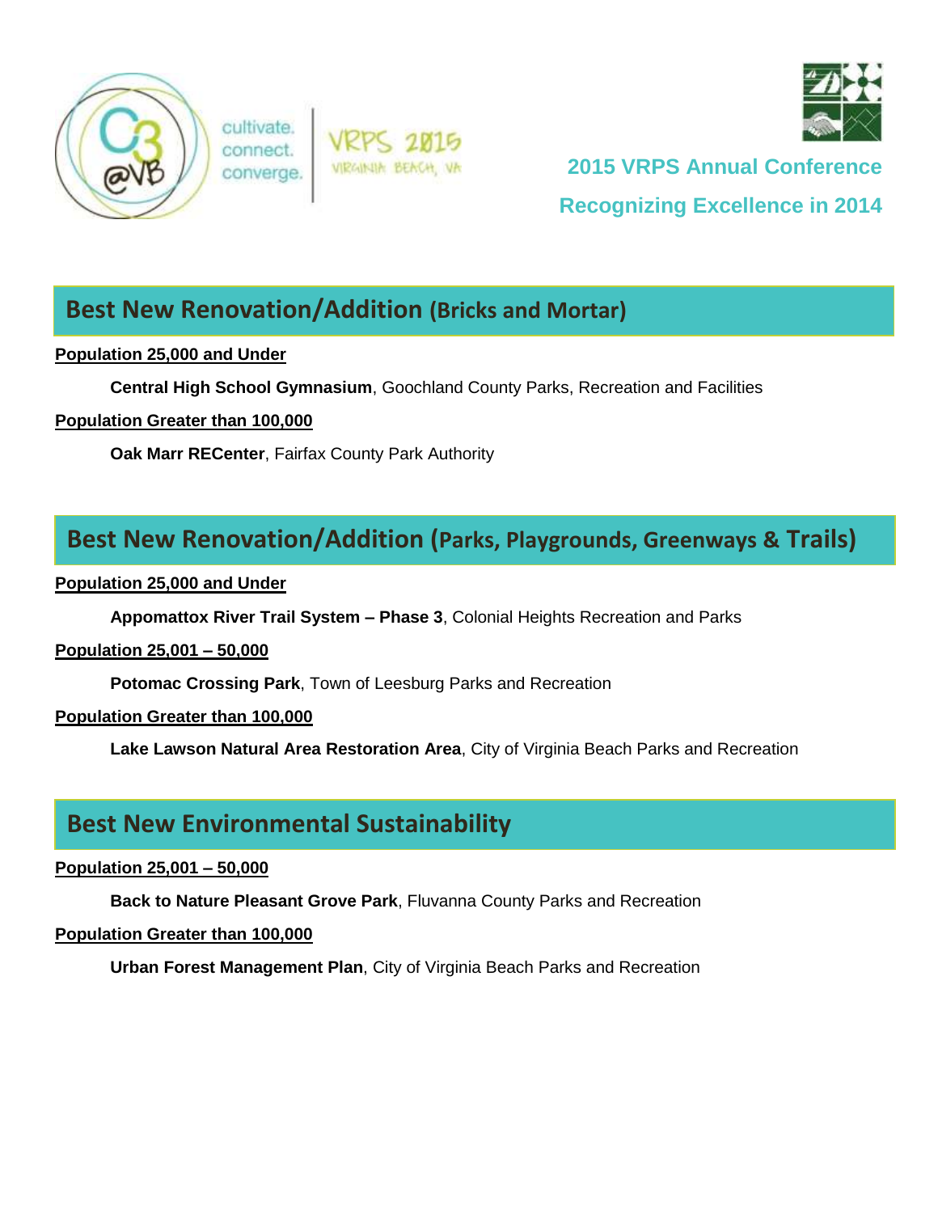cultivate. connect. converge.

VRPS 2015 VIRGINIA BEACH, VA

**2015 VRPS Annual Conference**

**Recognizing Excellence in 2014**

## Best New Renovation/Addition (Bricks and Mortar)

**Population 25,000 and Under**

**Central High School Gymnasium**, Goochland County Parks, Recreation and Facilities

**Population Greater than 100,000**

**Oak Marr RECenter**, Fairfax County Park Authority

## Best New Renovation/Addition (Parks, Playgrounds, Greenways & Trails)

**Population 25,000 and Under**

**Appomattox River Trail System – Phase 3**, Colonial Heights Recreation and Parks

**Population 25,001 – 50,000**

**Potomac Crossing Park**, Town of Leesburg Parks and Recreation

**Population Greater than 100,000**

**Lake Lawson Natural Area Restoration Area**, City of Virginia Beach Parks and Recreation

## Best New Environmental Sustainability

**Population 25,001 – 50,000**

**Back to Nature Pleasant Grove Park**, Fluvanna County Parks and Recreation

**Population Greater than 100,000**

**Urban Forest Management Plan**, City of Virginia Beach Parks and Recreation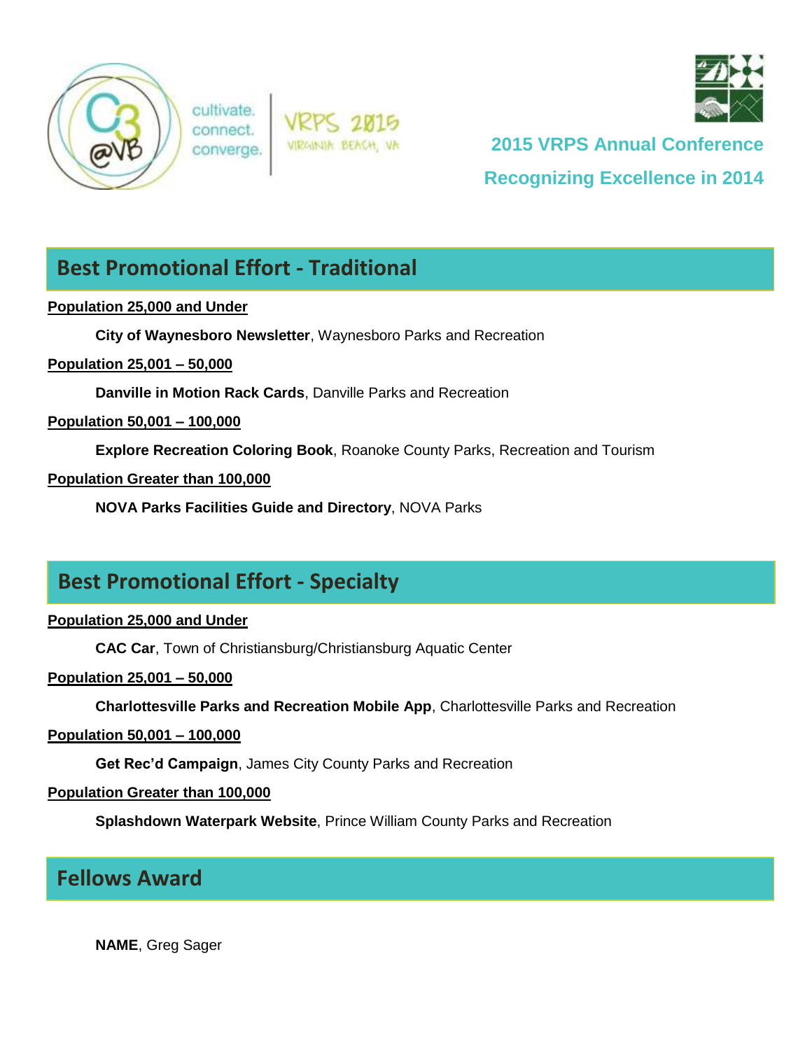cultivate.
connect.
converge.

VRPS 2015
VIRGINIA BEACH, VA

**2015 VRPS Annual Conference**

**Recognizing Excellence in 2014**

## Best Promotional Effort - Traditional

**Population 25,000 and Under**

**City of Waynesboro Newsletter**, Waynesboro Parks and Recreation

**Population 25,001 – 50,000**

**Danville in Motion Rack Cards**, Danville Parks and Recreation

**Population 50,001 – 100,000**

**Explore Recreation Coloring Book**, Roanoke County Parks, Recreation and Tourism

**Population Greater than 100,000**

**NOVA Parks Facilities Guide and Directory**, NOVA Parks

## Best Promotional Effort - Specialty

**Population 25,000 and Under**

**CAC Car**, Town of Christiansburg/Christiansburg Aquatic Center

**Population 25,001 – 50,000**

**Charlottesville Parks and Recreation Mobile App**, Charlottesville Parks and Recreation

**Population 50,001 – 100,000**

**Get Rec'd Campaign**, James City County Parks and Recreation

**Population Greater than 100,000**

**Splashdown Waterpark Website**, Prince William County Parks and Recreation

## Fellows Award

**NAME**, Greg Sager